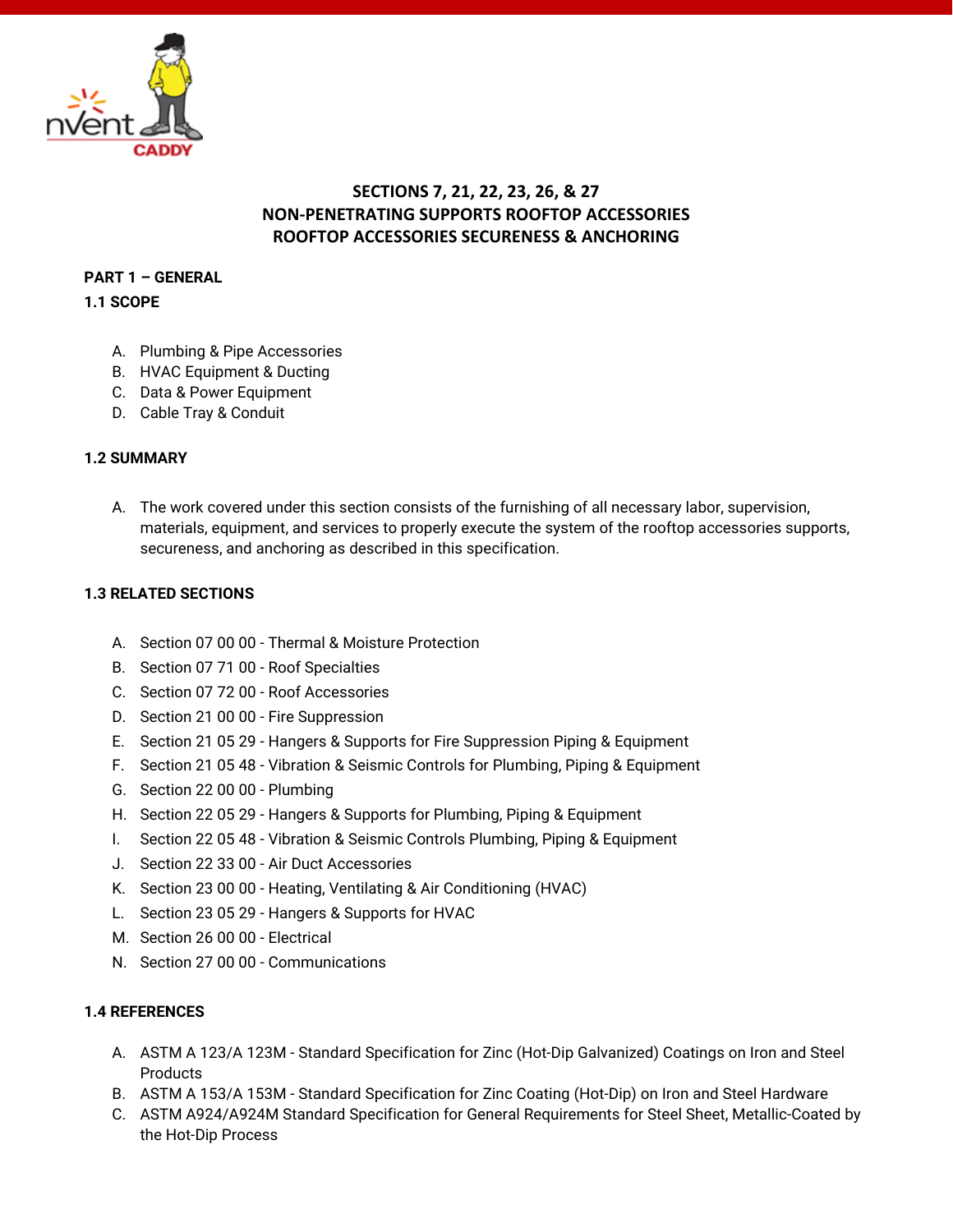# SECTIONS 7, 21, 22, 23, 26, & 27
# NON-PENETRATING SUPPORTS ROOFTOP ACCESSORIES
# ROOFTOP ACCESSORIES SECURENESS & ANCHORING

## PART 1 – GENERAL

### 1.1 SCOPE

A. Plumbing & Pipe Accessories
B. HVAC Equipment & Ducting
C. Data & Power Equipment
D. Cable Tray & Conduit

### 1.2 SUMMARY

A. The work covered under this section consists of the furnishing of all necessary labor, supervision, materials, equipment, and services to properly execute the system of the rooftop accessories supports, secureness, and anchoring as described in this specification.

### 1.3 RELATED SECTIONS

A. Section 07 00 00 - Thermal & Moisture Protection
B. Section 07 71 00 - Roof Specialties
C. Section 07 72 00 - Roof Accessories
D. Section 21 00 00 - Fire Suppression
E. Section 21 05 29 - Hangers & Supports for Fire Suppression Piping & Equipment
F. Section 21 05 48 - Vibration & Seismic Controls for Plumbing, Piping & Equipment
G. Section 22 00 00 - Plumbing
H. Section 22 05 29 - Hangers & Supports for Plumbing, Piping & Equipment
I. Section 22 05 48 - Vibration & Seismic Controls Plumbing, Piping & Equipment
J. Section 22 33 00 - Air Duct Accessories
K. Section 23 00 00 - Heating, Ventilating & Air Conditioning (HVAC)
L. Section 23 05 29 - Hangers & Supports for HVAC
M. Section 26 00 00 - Electrical
N. Section 27 00 00 - Communications

### 1.4 REFERENCES

A. ASTM A 123/A 123M - Standard Specification for Zinc (Hot-Dip Galvanized) Coatings on Iron and Steel Products
B. ASTM A 153/A 153M - Standard Specification for Zinc Coating (Hot-Dip) on Iron and Steel Hardware
C. ASTM A924/A924M Standard Specification for General Requirements for Steel Sheet, Metallic-Coated by the Hot-Dip Process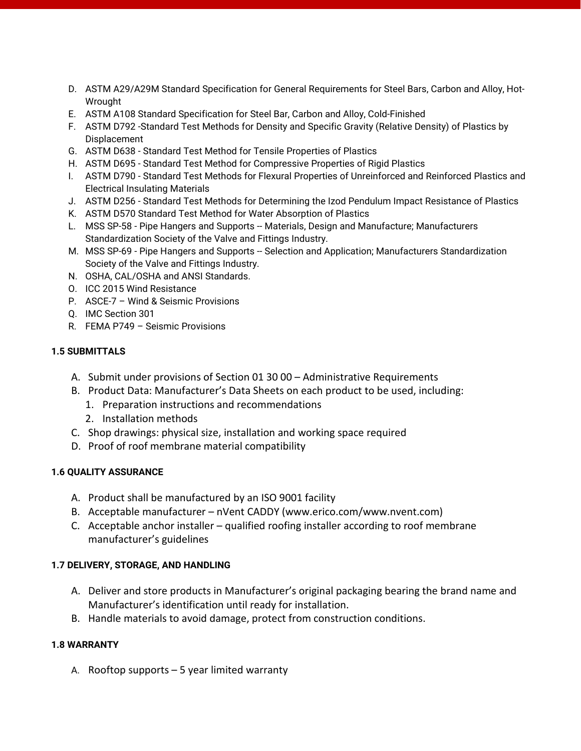D. ASTM A29/A29M Standard Specification for General Requirements for Steel Bars, Carbon and Alloy, Hot-Wrought
E. ASTM A108 Standard Specification for Steel Bar, Carbon and Alloy, Cold-Finished
F. ASTM D792 -Standard Test Methods for Density and Specific Gravity (Relative Density) of Plastics by Displacement
G. ASTM D638 - Standard Test Method for Tensile Properties of Plastics
H. ASTM D695 - Standard Test Method for Compressive Properties of Rigid Plastics
I. ASTM D790 - Standard Test Methods for Flexural Properties of Unreinforced and Reinforced Plastics and Electrical Insulating Materials
J. ASTM D256 - Standard Test Methods for Determining the Izod Pendulum Impact Resistance of Plastics
K. ASTM D570 Standard Test Method for Water Absorption of Plastics
L. MSS SP-58 - Pipe Hangers and Supports -- Materials, Design and Manufacture; Manufacturers Standardization Society of the Valve and Fittings Industry.
M. MSS SP-69 - Pipe Hangers and Supports -- Selection and Application; Manufacturers Standardization Society of the Valve and Fittings Industry.
N. OSHA, CAL/OSHA and ANSI Standards.
O. ICC 2015 Wind Resistance
P. ASCE-7 – Wind & Seismic Provisions
Q. IMC Section 301
R. FEMA P749 – Seismic Provisions

**1.5 SUBMITTALS**

A. Submit under provisions of Section 01 30 00 – Administrative Requirements
B. Product Data: Manufacturer's Data Sheets on each product to be used, including:
   1. Preparation instructions and recommendations
   2. Installation methods
C. Shop drawings: physical size, installation and working space required
D. Proof of roof membrane material compatibility

**1.6 QUALITY ASSURANCE**

A. Product shall be manufactured by an ISO 9001 facility
B. Acceptable manufacturer – nVent CADDY (www.erico.com/www.nvent.com)
C. Acceptable anchor installer – qualified roofing installer according to roof membrane manufacturer's guidelines

**1.7 DELIVERY, STORAGE, AND HANDLING**

A. Deliver and store products in Manufacturer's original packaging bearing the brand name and Manufacturer's identification until ready for installation.
B. Handle materials to avoid damage, protect from construction conditions.

**1.8 WARRANTY**

A. Rooftop supports – 5 year limited warranty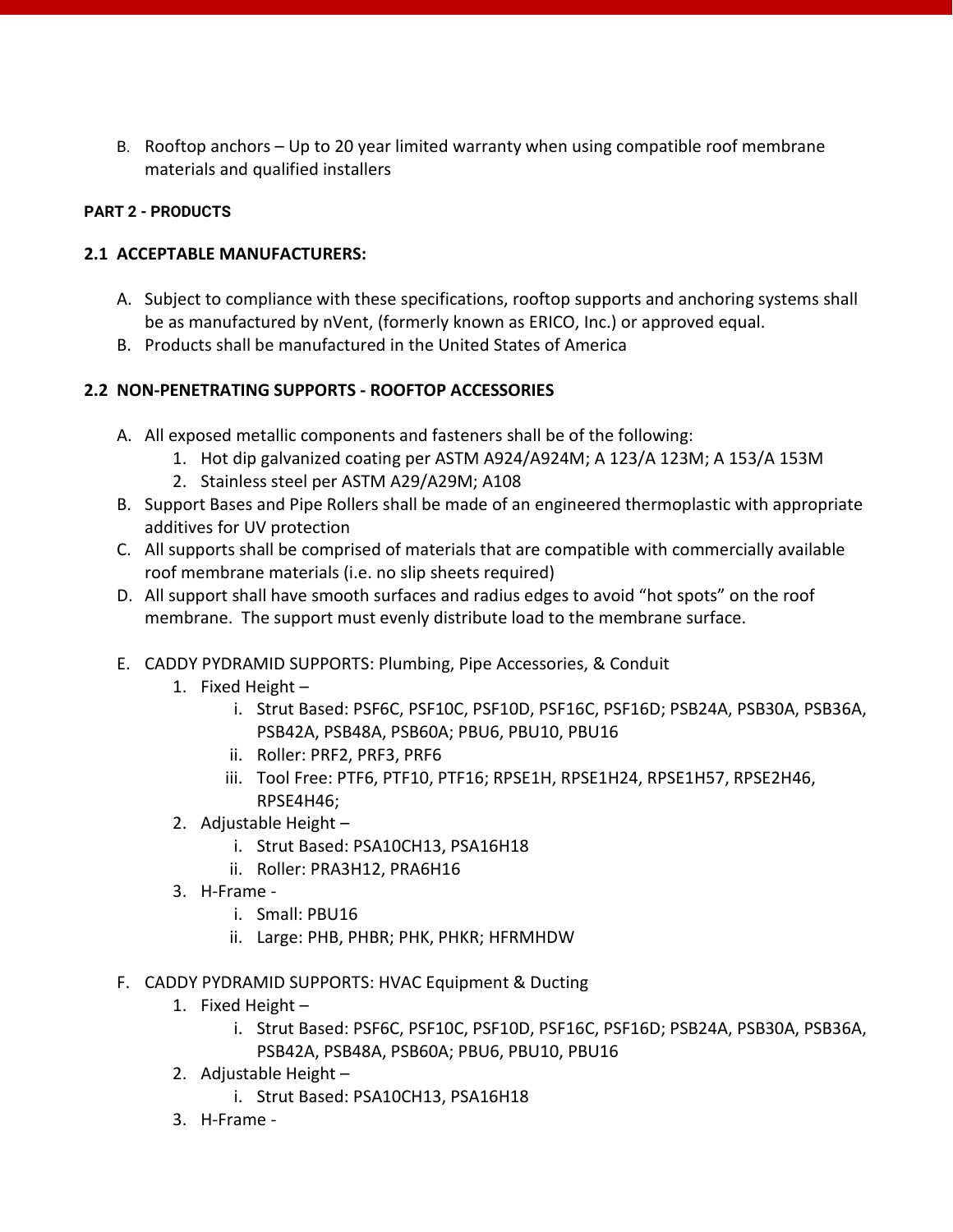B. Rooftop anchors – Up to 20 year limited warranty when using compatible roof membrane materials and qualified installers

**PART 2 - PRODUCTS**

**2.1 ACCEPTABLE MANUFACTURERS:**

A. Subject to compliance with these specifications, rooftop supports and anchoring systems shall be as manufactured by nVent, (formerly known as ERICO, Inc.) or approved equal.
B. Products shall be manufactured in the United States of America

**2.2 NON-PENETRATING SUPPORTS - ROOFTOP ACCESSORIES**

A. All exposed metallic components and fasteners shall be of the following:
   1. Hot dip galvanized coating per ASTM A924/A924M; A 123/A 123M; A 153/A 153M
   2. Stainless steel per ASTM A29/A29M; A108
B. Support Bases and Pipe Rollers shall be made of an engineered thermoplastic with appropriate additives for UV protection
C. All supports shall be comprised of materials that are compatible with commercially available roof membrane materials (i.e. no slip sheets required)
D. All support shall have smooth surfaces and radius edges to avoid "hot spots" on the roof membrane. The support must evenly distribute load to the membrane surface.

E. CADDY PYDRAMID SUPPORTS: Plumbing, Pipe Accessories, & Conduit
   1. Fixed Height –
      i. Strut Based: PSF6C, PSF10C, PSF10D, PSF16C, PSF16D; PSB24A, PSB30A, PSB36A, PSB42A, PSB48A, PSB60A; PBU6, PBU10, PBU16
      ii. Roller: PRF2, PRF3, PRF6
      iii. Tool Free: PTF6, PTF10, PTF16; RPSE1H, RPSE1H24, RPSE1H57, RPSE2H46, RPSE4H46;
   2. Adjustable Height –
      i. Strut Based: PSA10CH13, PSA16H18
      ii. Roller: PRA3H12, PRA6H16
   3. H-Frame -
      i. Small: PBU16
      ii. Large: PHB, PHBR; PHK, PHKR; HFRMHDW

F. CADDY PYDRAMID SUPPORTS: HVAC Equipment & Ducting
   1. Fixed Height –
      i. Strut Based: PSF6C, PSF10C, PSF10D, PSF16C, PSF16D; PSB24A, PSB30A, PSB36A, PSB42A, PSB48A, PSB60A; PBU6, PBU10, PBU16
   2. Adjustable Height –
      i. Strut Based: PSA10CH13, PSA16H18
   3. H-Frame -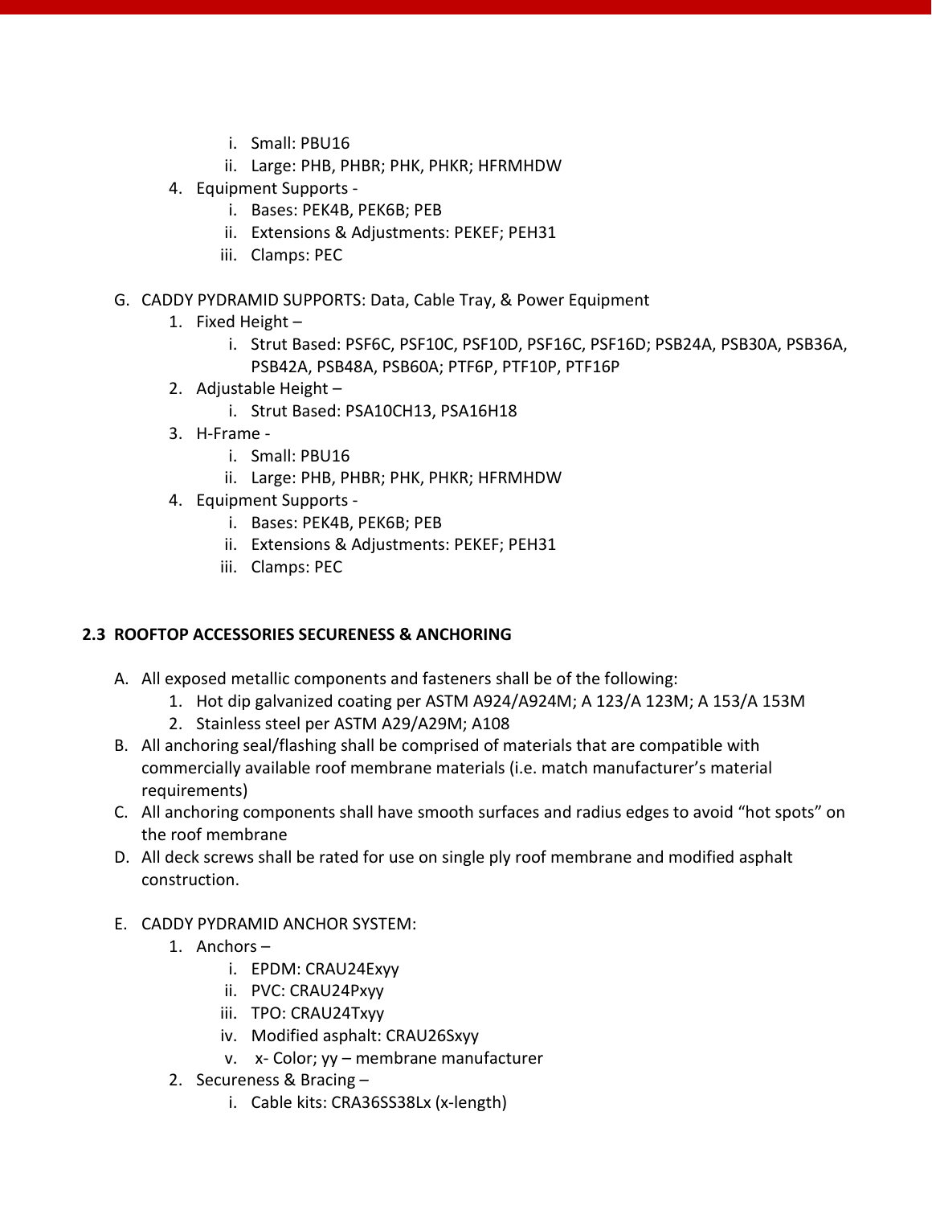i. Small: PBU16
   ii. Large: PHB, PHBR; PHK, PHKR; HFRMHDW
4. Equipment Supports -
   i. Bases: PEK4B, PEK6B; PEB
   ii. Extensions & Adjustments: PEKEF; PEH31
   iii. Clamps: PEC

G. CADDY PYDRAMID SUPPORTS: Data, Cable Tray, & Power Equipment
1. Fixed Height –
   i. Strut Based: PSF6C, PSF10C, PSF10D, PSF16C, PSF16D; PSB24A, PSB30A, PSB36A, PSB42A, PSB48A, PSB60A; PTF6P, PTF10P, PTF16P
2. Adjustable Height –
   i. Strut Based: PSA10CH13, PSA16H18
3. H-Frame -
   i. Small: PBU16
   ii. Large: PHB, PHBR; PHK, PHKR; HFRMHDW
4. Equipment Supports -
   i. Bases: PEK4B, PEK6B; PEB
   ii. Extensions & Adjustments: PEKEF; PEH31
   iii. Clamps: PEC

## 2.3 ROOFTOP ACCESSORIES SECURENESS & ANCHORING

A. All exposed metallic components and fasteners shall be of the following:
1. Hot dip galvanized coating per ASTM A924/A924M; A 123/A 123M; A 153/A 153M
2. Stainless steel per ASTM A29/A29M; A108

B. All anchoring seal/flashing shall be comprised of materials that are compatible with commercially available roof membrane materials (i.e. match manufacturer's material requirements)

C. All anchoring components shall have smooth surfaces and radius edges to avoid "hot spots" on the roof membrane

D. All deck screws shall be rated for use on single ply roof membrane and modified asphalt construction.

E. CADDY PYDRAMID ANCHOR SYSTEM:
1. Anchors –
   i. EPDM: CRAU24Exyy
   ii. PVC: CRAU24Pxyy
   iii. TPO: CRAU24Txyy
   iv. Modified asphalt: CRAU26Sxyy
   v. x- Color; yy – membrane manufacturer
2. Secureness & Bracing –
   i. Cable kits: CRA36SS38Lx (x-length)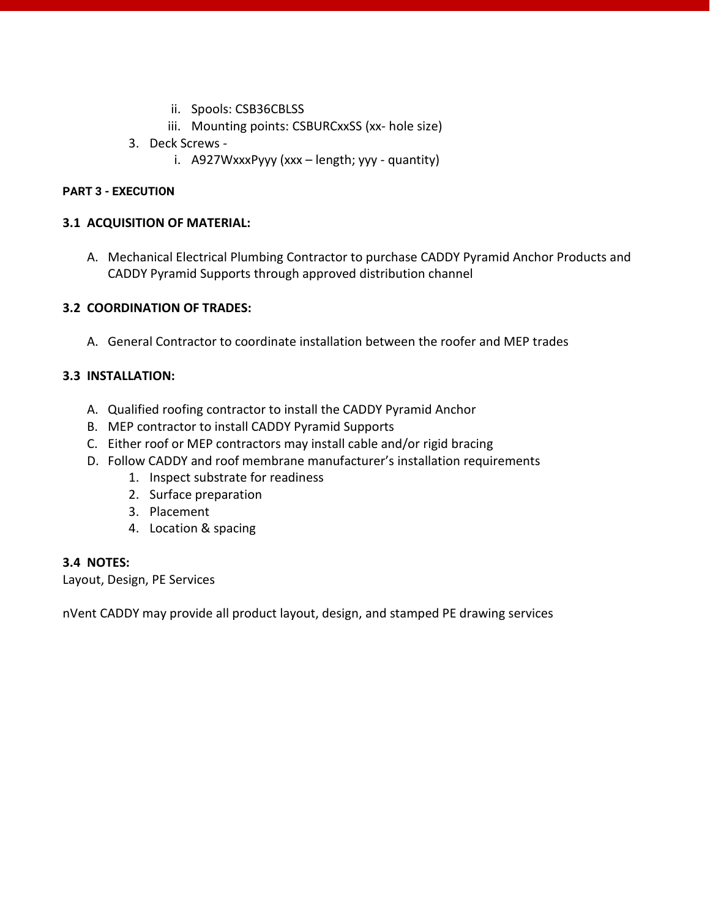- ii. Spools: CSB36CBLSS
   - iii. Mounting points: CSBURCxxSS (xx- hole size)

3. Deck Screws -
   - i. A927WxxxPyyy (xxx – length; yyy - quantity)

**PART 3 - EXECUTION**

**3.1 ACQUISITION OF MATERIAL:**

A. Mechanical Electrical Plumbing Contractor to purchase CADDY Pyramid Anchor Products and CADDY Pyramid Supports through approved distribution channel

**3.2 COORDINATION OF TRADES:**

A. General Contractor to coordinate installation between the roofer and MEP trades

**3.3 INSTALLATION:**

A. Qualified roofing contractor to install the CADDY Pyramid Anchor

B. MEP contractor to install CADDY Pyramid Supports

C. Either roof or MEP contractors may install cable and/or rigid bracing

D. Follow CADDY and roof membrane manufacturer's installation requirements

   1. Inspect substrate for readiness
   2. Surface preparation
   3. Placement
   4. Location & spacing

**3.4 NOTES:**

Layout, Design, PE Services

nVent CADDY may provide all product layout, design, and stamped PE drawing services